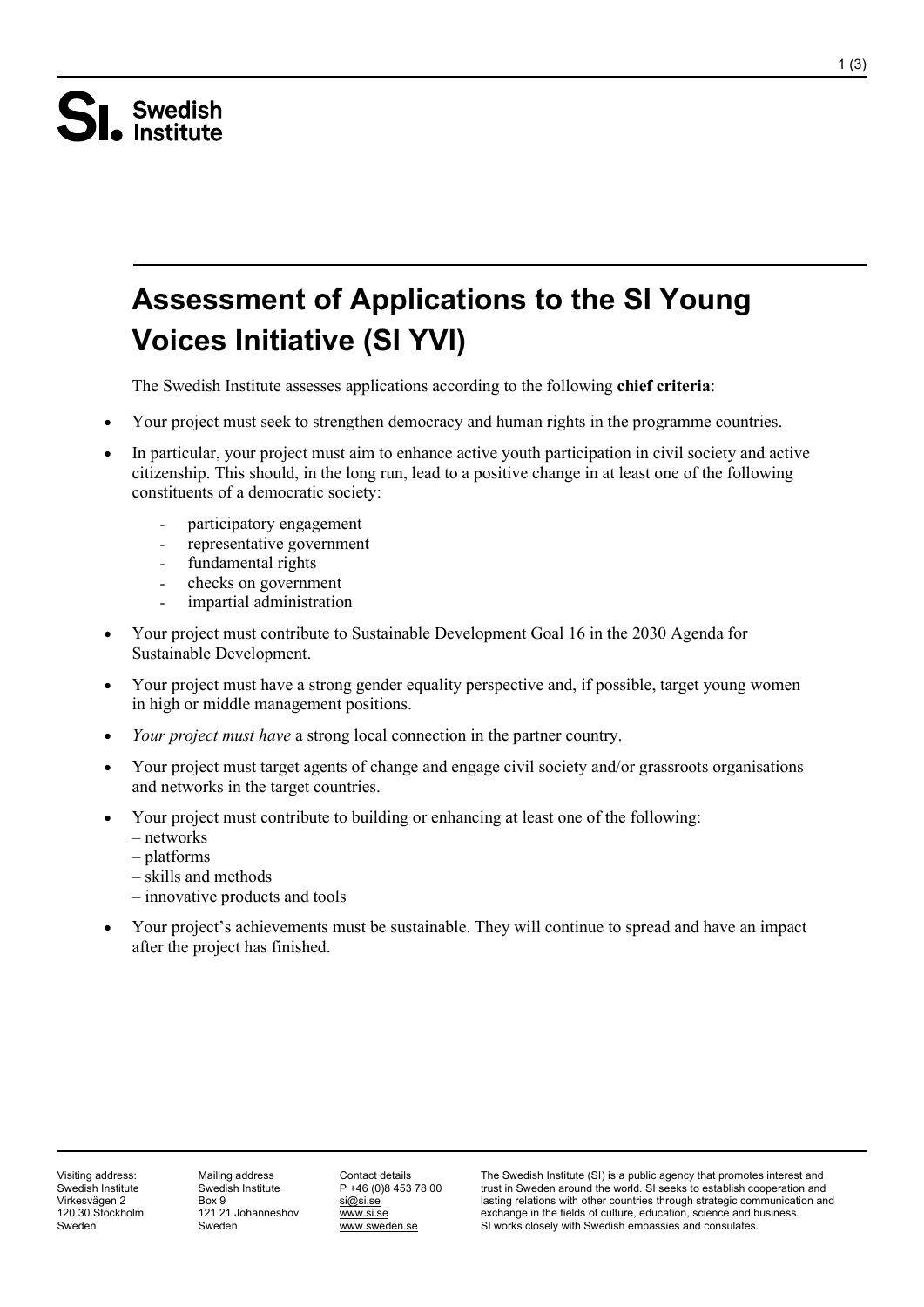# Assessment of Applications to the SI Young Voices Initiative (SI YVI)

The Swedish Institute assesses applications according to the following **chief criteria**:

- Your project must seek to strengthen democracy and human rights in the programme countries.
- In particular, your project must aim to enhance active youth participation in civil society and active citizenship. This should, in the long run, lead to a positive change in at least one of the following constituents of a democratic society:
    - participatory engagement
    - representative government
    - fundamental rights
    - checks on government
    - impartial administration
- Your project must contribute to Sustainable Development Goal 16 in the 2030 Agenda for Sustainable Development.
- Your project must have a strong gender equality perspective and, if possible, target young women in high or middle management positions.
- *Your project must have* a strong local connection in the partner country.
- Your project must target agents of change and engage civil society and/or grassroots organisations and networks in the target countries.
- Your project must contribute to building or enhancing at least one of the following:
  – networks
  – platforms
  – skills and methods
  – innovative products and tools
- Your project's achievements must be sustainable. They will continue to spread and have an impact after the project has finished.

Visiting address:
Swedish Institute
Virkesvägen 2
120 30 Stockholm
Sweden

Mailing address
Swedish Institute
Box 9
121 21 Johanneshov
Sweden

Contact details
P +46 (0)8 453 78 00
si@si.se
www.si.se
www.sweden.se

The Swedish Institute (SI) is a public agency that promotes interest and trust in Sweden around the world. SI seeks to establish cooperation and lasting relations with other countries through strategic communication and exchange in the fields of culture, education, science and business. SI works closely with Swedish embassies and consulates.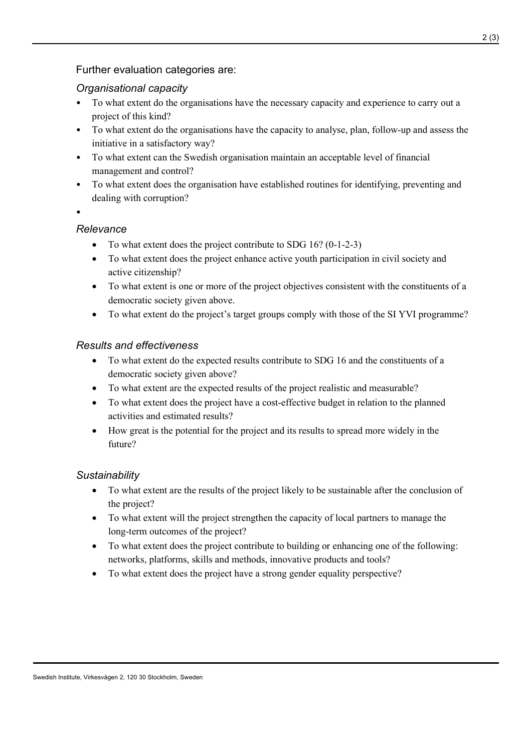Further evaluation categories are:

*Organisational capacity*

- To what extent do the organisations have the necessary capacity and experience to carry out a project of this kind?
- To what extent do the organisations have the capacity to analyse, plan, follow-up and assess the initiative in a satisfactory way?
- To what extent can the Swedish organisation maintain an acceptable level of financial management and control?
- To what extent does the organisation have established routines for identifying, preventing and dealing with corruption?

*Relevance*

- To what extent does the project contribute to SDG 16? (0-1-2-3)
- To what extent does the project enhance active youth participation in civil society and active citizenship?
- To what extent is one or more of the project objectives consistent with the constituents of a democratic society given above.
- To what extent do the project's target groups comply with those of the SI YVI programme?

*Results and effectiveness*

- To what extent do the expected results contribute to SDG 16 and the constituents of a democratic society given above?
- To what extent are the expected results of the project realistic and measurable?
- To what extent does the project have a cost-effective budget in relation to the planned activities and estimated results?
- How great is the potential for the project and its results to spread more widely in the future?

*Sustainability*

- To what extent are the results of the project likely to be sustainable after the conclusion of the project?
- To what extent will the project strengthen the capacity of local partners to manage the long-term outcomes of the project?
- To what extent does the project contribute to building or enhancing one of the following: networks, platforms, skills and methods, innovative products and tools?
- To what extent does the project have a strong gender equality perspective?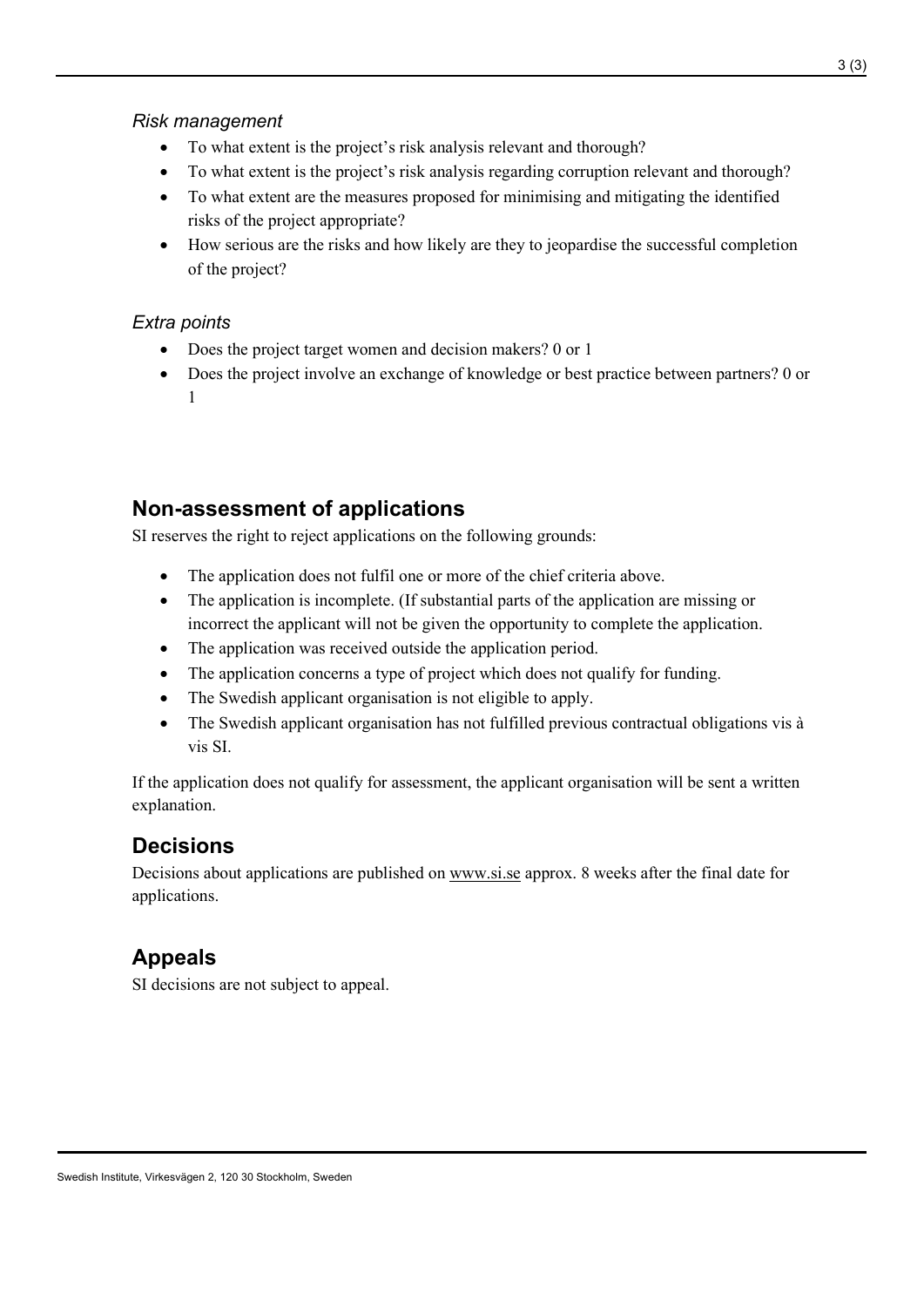*Risk management*

- To what extent is the project's risk analysis relevant and thorough?
- To what extent is the project's risk analysis regarding corruption relevant and thorough?
- To what extent are the measures proposed for minimising and mitigating the identified risks of the project appropriate?
- How serious are the risks and how likely are they to jeopardise the successful completion of the project?

*Extra points*

- Does the project target women and decision makers? 0 or 1
- Does the project involve an exchange of knowledge or best practice between partners? 0 or 1

## Non-assessment of applications

SI reserves the right to reject applications on the following grounds:

- The application does not fulfil one or more of the chief criteria above.
- The application is incomplete. (If substantial parts of the application are missing or incorrect the applicant will not be given the opportunity to complete the application.
- The application was received outside the application period.
- The application concerns a type of project which does not qualify for funding.
- The Swedish applicant organisation is not eligible to apply.
- The Swedish applicant organisation has not fulfilled previous contractual obligations vis à vis SI.

If the application does not qualify for assessment, the applicant organisation will be sent a written explanation.

## Decisions

Decisions about applications are published on www.si.se approx. 8 weeks after the final date for applications.

## Appeals

SI decisions are not subject to appeal.